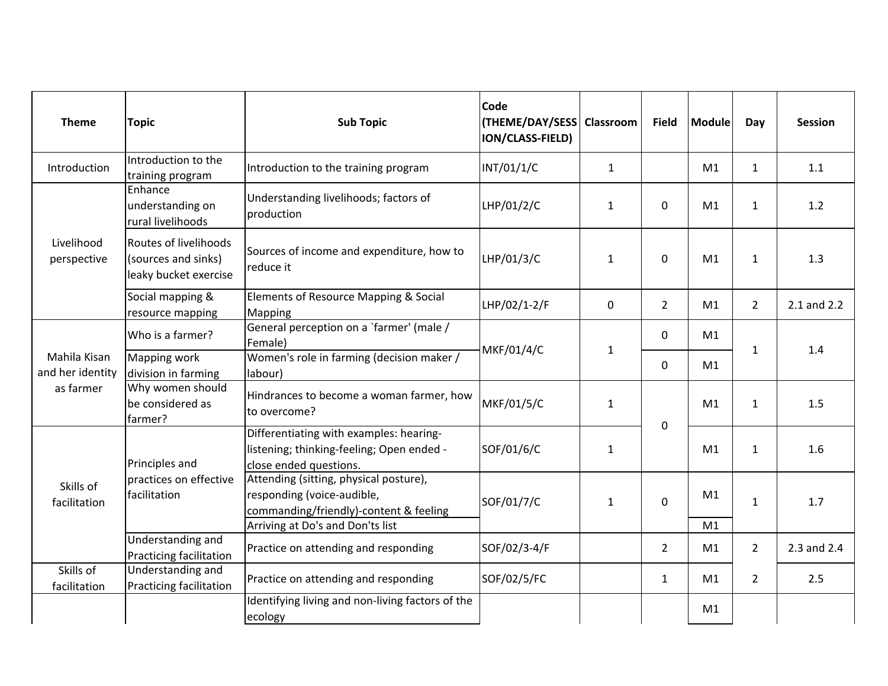| Theme | Topic | Sub Topic | Code (THEME/DAY/SESSION/CLASS-FIELD) | Classroom | Field | Module | Day | Session |
|---|---|---|---|---|---|---|---|---|
| Introduction | Introduction to the training program | Introduction to the training program | INT/01/1/C | 1 | | M1 | 1 | 1.1 |
| Livelihood perspective | Enhance understanding on rural livelihoods | Understanding livelihoods; factors of production | LHP/01/2/C | 1 | 0 | M1 | 1 | 1.2 |
| | Routes of livelihoods (sources and sinks) leaky bucket exercise | Sources of income and expenditure, how to reduce it | LHP/01/3/C | 1 | 0 | M1 | 1 | 1.3 |
| | Social mapping & resource mapping | Elements of Resource Mapping & Social Mapping | LHP/02/1-2/F | 0 | 2 | M1 | 2 | 2.1 and 2.2 |
| Mahila Kisan and her identity as farmer | Who is a farmer? | General perception on a `farmer' (male / Female) | MKF/01/4/C | 1 | 0 | M1 | 1 | 1.4 |
| | Mapping work division in farming | Women's role in farming (decision maker / labour) | | | 0 | M1 | | |
| | Why women should be considered as farmer? | Hindrances to become a woman farmer, how to overcome? | MKF/01/5/C | 1 | 0 | M1 | 1 | 1.5 |
| Skills of facilitation | Principles and practices on effective facilitation | Differentiating with examples: hearing-listening; thinking-feeling; Open ended - close ended questions. | SOF/01/6/C | 1 | | M1 | 1 | 1.6 |
| | | Attending (sitting, physical posture), responding (voice-audible, commanding/friendly)-content & feeling | SOF/01/7/C | 1 | 0 | M1 | 1 | 1.7 |
| | | Arriving at Do's and Don'ts list | | | | M1 | | |
| | Understanding and Practicing facilitation | Practice on attending and responding | SOF/02/3-4/F | | 2 | M1 | 2 | 2.3 and 2.4 |
| Skills of facilitation | Understanding and Practicing facilitation | Practice on attending and responding | SOF/02/5/FC | | 1 | M1 | 2 | 2.5 |
| | | Identifying living and non-living factors of the ecology | | | | M1 | | |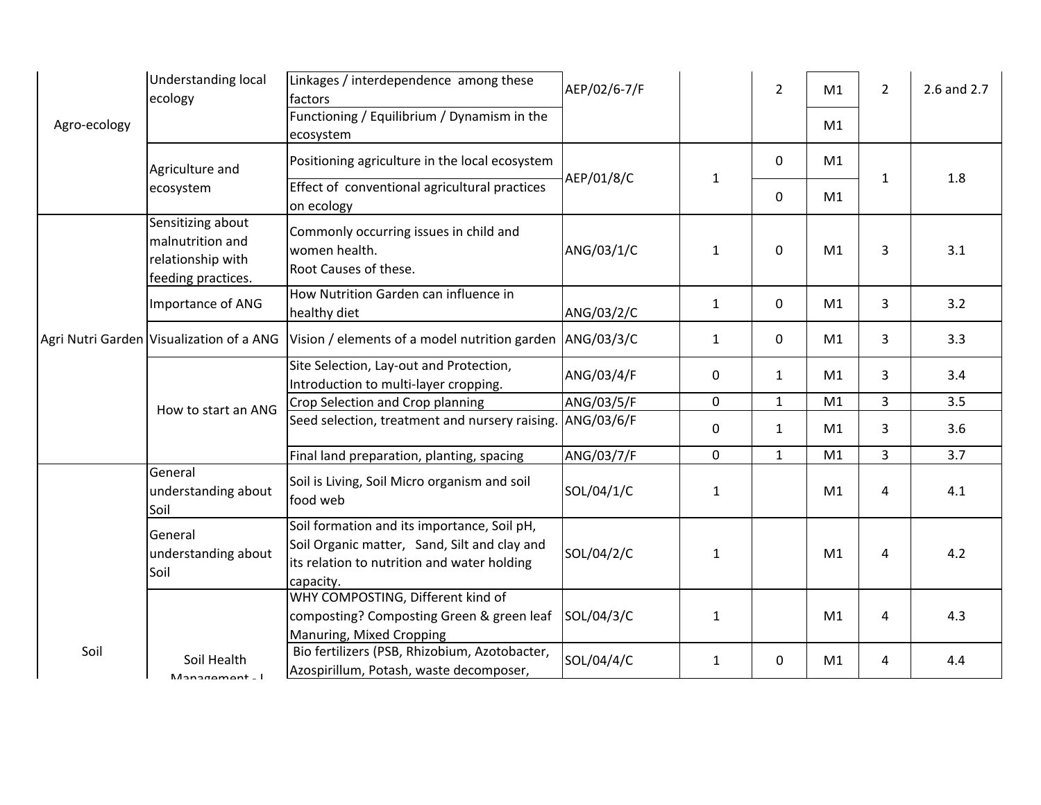| | | | | | | | | |
|---|---|---|---|---|---|---|---|---|
| Agro-ecology | Understanding local ecology | Linkages / interdependence among these factors | AEP/02/6-7/F | | 2 | M1 | 2 | 2.6 and 2.7 |
| | | Functioning / Equilibrium / Dynamism in the ecosystem | | | | M1 | | |
| | Agriculture and ecosystem | Positioning agriculture in the local ecosystem | AEP/01/8/C | 1 | 0 | M1 | 1 | 1.8 |
| | | Effect of conventional agricultural practices on ecology | | | 0 | M1 | | |
| Agri Nutri Garden | Sensitizing about malnutrition and relationship with feeding practices. | Commonly occurring issues in child and women health. Root Causes of these. | ANG/03/1/C | 1 | 0 | M1 | 3 | 3.1 |
| | Importance of ANG | How Nutrition Garden can influence in healthy diet | ANG/03/2/C | 1 | 0 | M1 | 3 | 3.2 |
| | Visualization of a ANG | Vision / elements of a model nutrition garden | ANG/03/3/C | 1 | 0 | M1 | 3 | 3.3 |
| | How to start an ANG | Site Selection, Lay-out and Protection, Introduction to multi-layer cropping. | ANG/03/4/F | 0 | 1 | M1 | 3 | 3.4 |
| | | Crop Selection and Crop planning | ANG/03/5/F | 0 | 1 | M1 | 3 | 3.5 |
| | | Seed selection, treatment and nursery raising. | ANG/03/6/F | 0 | 1 | M1 | 3 | 3.6 |
| | | Final land preparation, planting, spacing | ANG/03/7/F | 0 | 1 | M1 | 3 | 3.7 |
| Soil | General understanding about Soil | Soil is Living, Soil Micro organism and soil food web | SOL/04/1/C | 1 | | M1 | 4 | 4.1 |
| | General understanding about Soil | Soil formation and its importance, Soil pH, Soil Organic matter, Sand, Silt and clay and its relation to nutrition and water holding capacity. | SOL/04/2/C | 1 | | M1 | 4 | 4.2 |
| | Soil Health Management - I | WHY COMPOSTING, Different kind of composting? Composting Green & green leaf Manuring, Mixed Cropping | SOL/04/3/C | 1 | | M1 | 4 | 4.3 |
| | | Bio fertilizers (PSB, Rhizobium, Azotobacter, Azospirillum, Potash, waste decomposer, | SOL/04/4/C | 1 | 0 | M1 | 4 | 4.4 |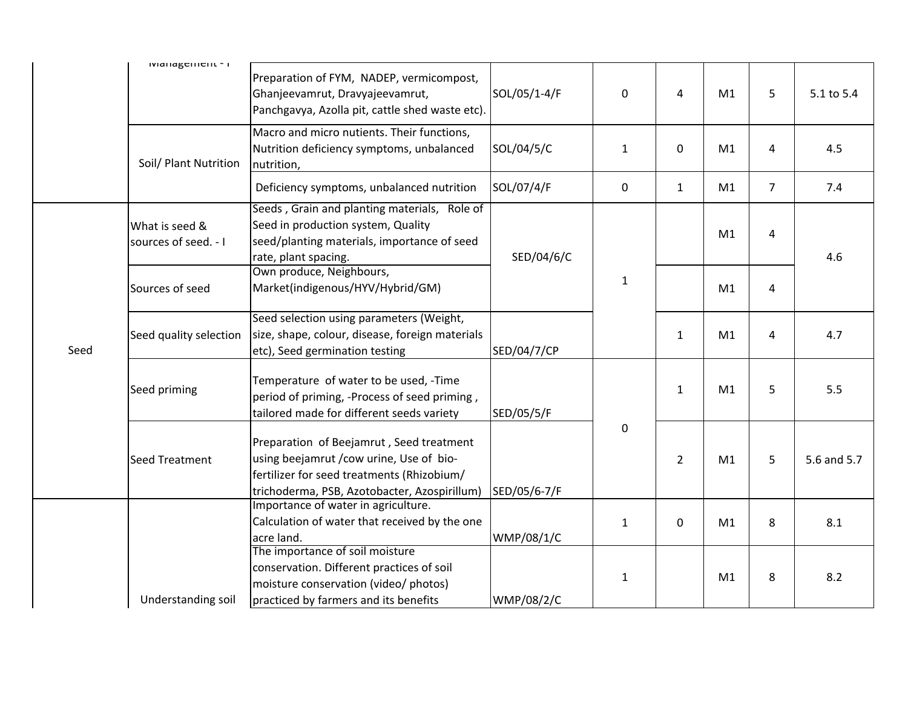| | | | | | | | | |
|---|---|---|---|---|---|---|---|---|
| | Management - I | Preparation of FYM, NADEP, vermicompost, Ghanjeevamrut, Dravyajeevamrut, Panchgavya, Azolla pit, cattle shed waste etc). | SOL/05/1-4/F | 0 | 4 | M1 | 5 | 5.1 to 5.4 |
| | Soil/ Plant Nutrition | Macro and micro nutients. Their functions, Nutrition deficiency symptoms, unbalanced nutrition, | SOL/04/5/C | 1 | 0 | M1 | 4 | 4.5 |
| | | Deficiency symptoms, unbalanced nutrition | SOL/07/4/F | 0 | 1 | M1 | 7 | 7.4 |
| Seed | What is seed & sources of seed. - I | Seeds , Grain and planting materials, Role of Seed in production system, Quality seed/planting materials, importance of seed rate, plant spacing. | SED/04/6/C | 1 | | M1 | 4 | 4.6 |
| | Sources of seed | Own produce, Neighbours, Market(indigenous/HYV/Hybrid/GM) | | | | M1 | 4 | |
| | Seed quality selection | Seed selection using parameters (Weight, size, shape, colour, disease, foreign materials etc), Seed germination testing | SED/04/7/CP | | 1 | M1 | 4 | 4.7 |
| | Seed priming | Temperature of water to be used, -Time period of priming, -Process of seed priming , tailored made for different seeds variety | SED/05/5/F | 0 | 1 | M1 | 5 | 5.5 |
| | Seed Treatment | Preparation of Beejamrut , Seed treatment using beejamrut /cow urine, Use of bio-fertilizer for seed treatments (Rhizobium/ trichoderma, PSB, Azotobacter, Azospirillum) | SED/05/6-7/F | | 2 | M1 | 5 | 5.6 and 5.7 |
| | Understanding soil | Importance of water in agriculture. Calculation of water that received by the one acre land. | WMP/08/1/C | 1 | 0 | M1 | 8 | 8.1 |
| | | The importance of soil moisture conservation. Different practices of soil moisture conservation (video/ photos) practiced by farmers and its benefits | WMP/08/2/C | 1 | | M1 | 8 | 8.2 |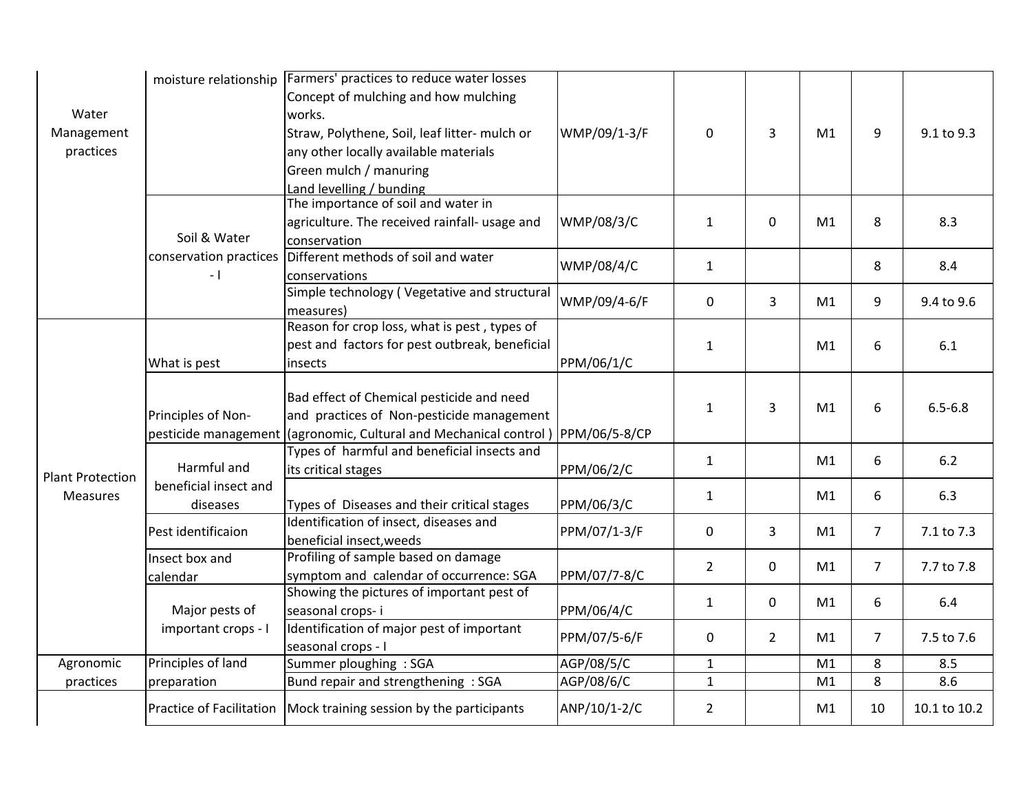| | | | | | | | | |
|---|---|---|---|---|---|---|---|---|
| Water Management practices | moisture relationship | Farmers' practices to reduce water losses Concept of mulching and how mulching works. Straw, Polythene, Soil, leaf litter- mulch or any other locally available materials Green mulch / manuring Land levelling / bunding | WMP/09/1-3/F | 0 | 3 | M1 | 9 | 9.1 to 9.3 |
| | Soil & Water conservation practices - I | The importance of soil and water in agriculture. The received rainfall- usage and conservation | WMP/08/3/C | 1 | 0 | M1 | 8 | 8.3 |
| | | Different methods of soil and water conservations | WMP/08/4/C | 1 | | | 8 | 8.4 |
| | | Simple technology ( Vegetative and structural measures) | WMP/09/4-6/F | 0 | 3 | M1 | 9 | 9.4 to 9.6 |
| Plant Protection Measures | What is pest | Reason for crop loss, what is pest , types of pest and factors for pest outbreak, beneficial insects | PPM/06/1/C | 1 | | M1 | 6 | 6.1 |
| | Principles of Non-pesticide management | Bad effect of Chemical pesticide and need and practices of Non-pesticide management (agronomic, Cultural and Mechanical control ) | PPM/06/5-8/CP | 1 | 3 | M1 | 6 | 6.5-6.8 |
| | Harmful and beneficial insect and diseases | Types of harmful and beneficial insects and its critical stages | PPM/06/2/C | 1 | | M1 | 6 | 6.2 |
| | | Types of Diseases and their critical stages | PPM/06/3/C | 1 | | M1 | 6 | 6.3 |
| | Pest identificaion | Identification of insect, diseases and beneficial insect,weeds | PPM/07/1-3/F | 0 | 3 | M1 | 7 | 7.1 to 7.3 |
| | Insect box and calendar | Profiling of sample based on damage symptom and calendar of occurrence: SGA | PPM/07/7-8/C | 2 | 0 | M1 | 7 | 7.7 to 7.8 |
| | Major pests of important crops - I | Showing the pictures of important pest of seasonal crops- i | PPM/06/4/C | 1 | 0 | M1 | 6 | 6.4 |
| | | Identification of major pest of important seasonal crops - I | PPM/07/5-6/F | 0 | 2 | M1 | 7 | 7.5 to 7.6 |
| Agronomic practices | Principles of land preparation | Summer ploughing : SGA | AGP/08/5/C | 1 | | M1 | 8 | 8.5 |
| | | Bund repair and strengthening : SGA | AGP/08/6/C | 1 | | M1 | 8 | 8.6 |
| | Practice of Facilitation | Mock training session by the participants | ANP/10/1-2/C | 2 | | M1 | 10 | 10.1 to 10.2 |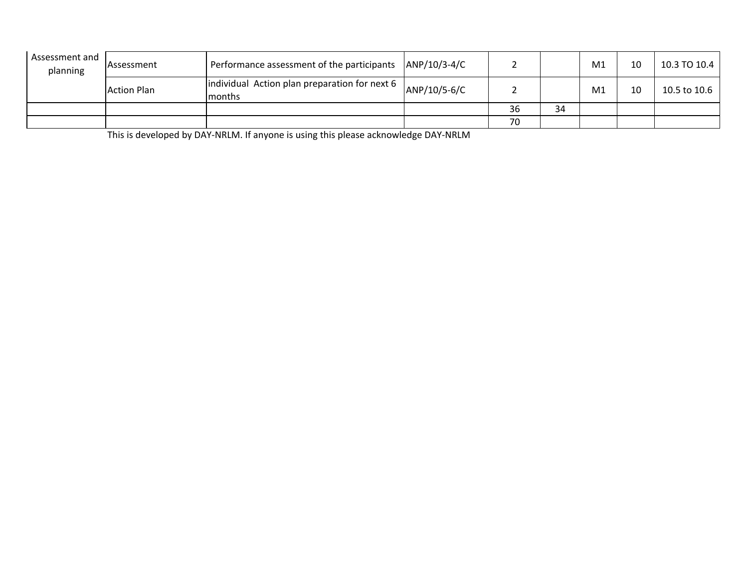| | | | | | | | | |
|---|---|---|---|---|---|---|---|---|
| Assessment and planning | Assessment | Performance assessment of the participants | ANP/10/3-4/C | 2 | | M1 | 10 | 10.3 TO 10.4 |
| | Action Plan | individual Action plan preparation for next 6 months | ANP/10/5-6/C | 2 | | M1 | 10 | 10.5 to 10.6 |
| | | | | 36 | 34 | | | |
| | | | | 70 | | | | |

This is developed by DAY-NRLM. If anyone is using this please acknowledge DAY-NRLM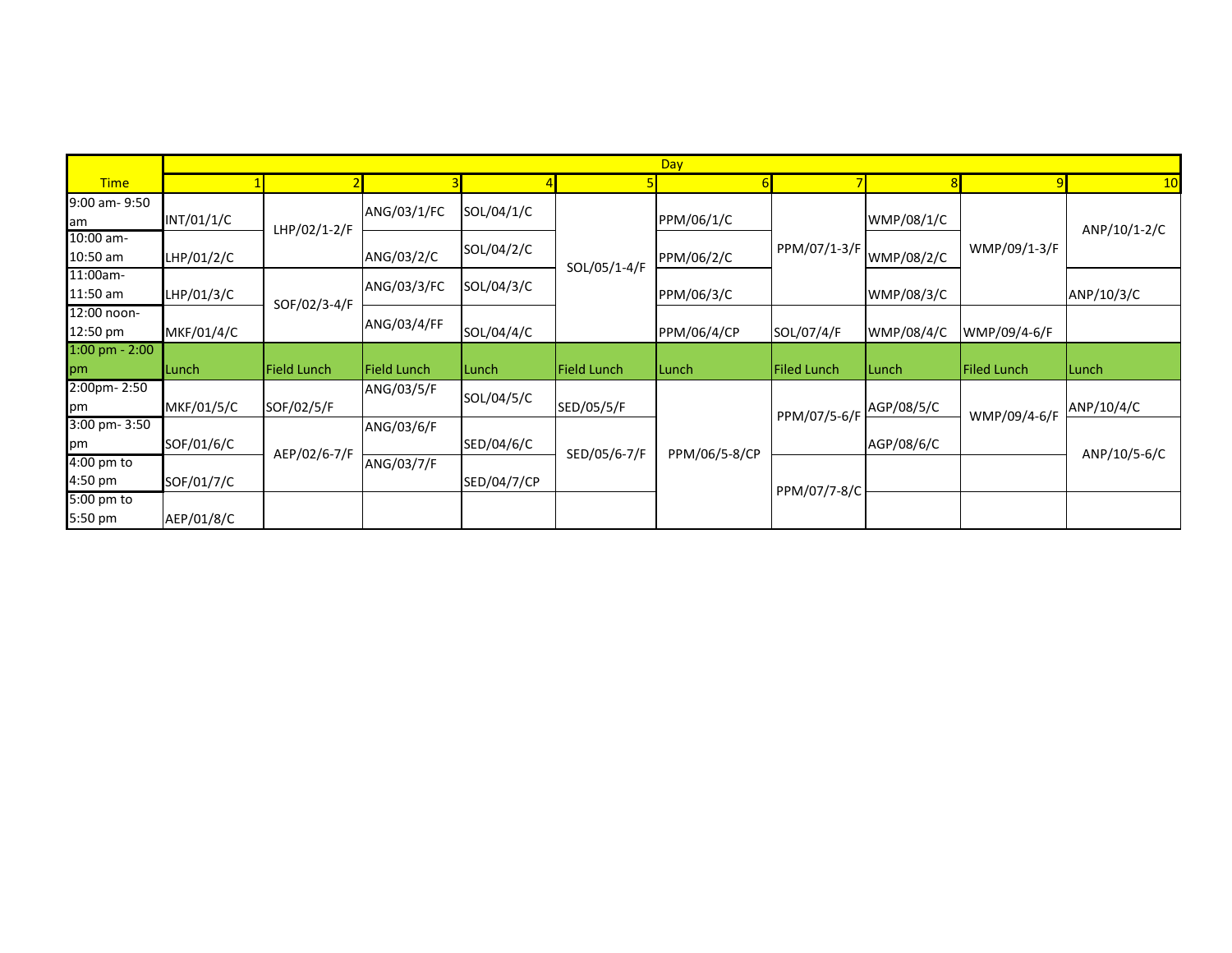| Time | Day 1 | 2 | 3 | 4 | 5 | 6 | 7 | 8 | 9 | 10 |
|---|---|---|---|---|---|---|---|---|---|---|
| 9:00 am- 9:50 am | INT/01/1/C | LHP/02/1-2/F | ANG/03/1/FC | SOL/04/1/C | SOL/05/1-4/F | PPM/06/1/C | PPM/07/1-3/F | WMP/08/1/C | WMP/09/1-3/F | ANP/10/1-2/C |
| 10:00 am- 10:50 am | LHP/01/2/C | | ANG/03/2/C | SOL/04/2/C | | PPM/06/2/C | | WMP/08/2/C | | |
| 11:00am- 11:50 am | LHP/01/3/C | SOF/02/3-4/F | ANG/03/3/FC | SOL/04/3/C | | PPM/06/3/C | | WMP/08/3/C | | ANP/10/3/C |
| 12:00 noon- 12:50 pm | MKF/01/4/C | | ANG/03/4/FF | SOL/04/4/C | | PPM/06/4/CP | SOL/07/4/F | WMP/08/4/C | WMP/09/4-6/F | |
| 1:00 pm - 2:00 pm | Lunch | Field Lunch | Field Lunch | Lunch | Field Lunch | Lunch | Filed Lunch | Lunch | Filed Lunch | Lunch |
| 2:00pm- 2:50 pm | MKF/01/5/C | SOF/02/5/F | ANG/03/5/F | SOL/04/5/C | SED/05/5/F | PPM/06/5-8/CP | PPM/07/5-6/F | AGP/08/5/C | WMP/09/4-6/F | ANP/10/4/C |
| 3:00 pm- 3:50 pm | SOF/01/6/C | AEP/02/6-7/F | ANG/03/6/F | SED/04/6/C | SED/05/6-7/F | | | AGP/08/6/C | | ANP/10/5-6/C |
| 4:00 pm to 4:50 pm | SOF/01/7/C | | ANG/03/7/F | SED/04/7/CP | | | PPM/07/7-8/C | | | |
| 5:00 pm to 5:50 pm | AEP/01/8/C | | | | | | | | | |